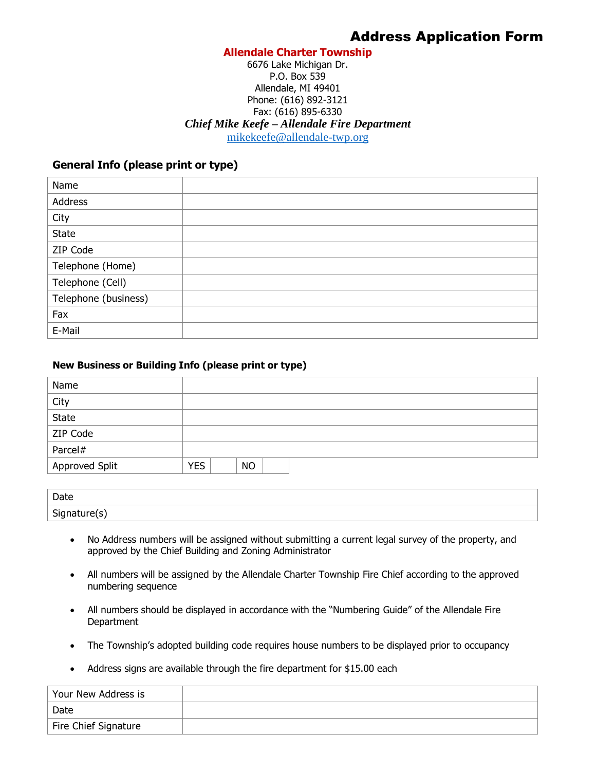# Address Application Form

**Allendale Charter Township**
6676 Lake Michigan Dr.
P.O. Box 539
Allendale, MI 49401
Phone: (616) 892-3121
Fax: (616) 895-6330

***Chief Mike Keefe – Allendale Fire Department***
mikekeefe@allendale-twp.org

### General Info (please print or type)

| | |
|---|---|
| Name | |
| Address | |
| City | |
| State | |
| ZIP Code | |
| Telephone (Home) | |
| Telephone (Cell) | |
| Telephone (business) | |
| Fax | |
| E-Mail | |

### New Business or Building Info (please print or type)

| | | | | |
|---|---|---|---|---|
| Name | | | | |
| City | | | | |
| State | | | | |
| ZIP Code | | | | |
| Parcel# | | | | |
| Approved Split | YES | | NO | |

| |
|---|
| Date |
| Signature(s) |

- No Address numbers will be assigned without submitting a current legal survey of the property, and approved by the Chief Building and Zoning Administrator
- All numbers will be assigned by the Allendale Charter Township Fire Chief according to the approved numbering sequence
- All numbers should be displayed in accordance with the "Numbering Guide" of the Allendale Fire Department
- The Township's adopted building code requires house numbers to be displayed prior to occupancy
- Address signs are available through the fire department for $15.00 each

| | |
|---|---|
| Your New Address is | |
| Date | |
| Fire Chief Signature | |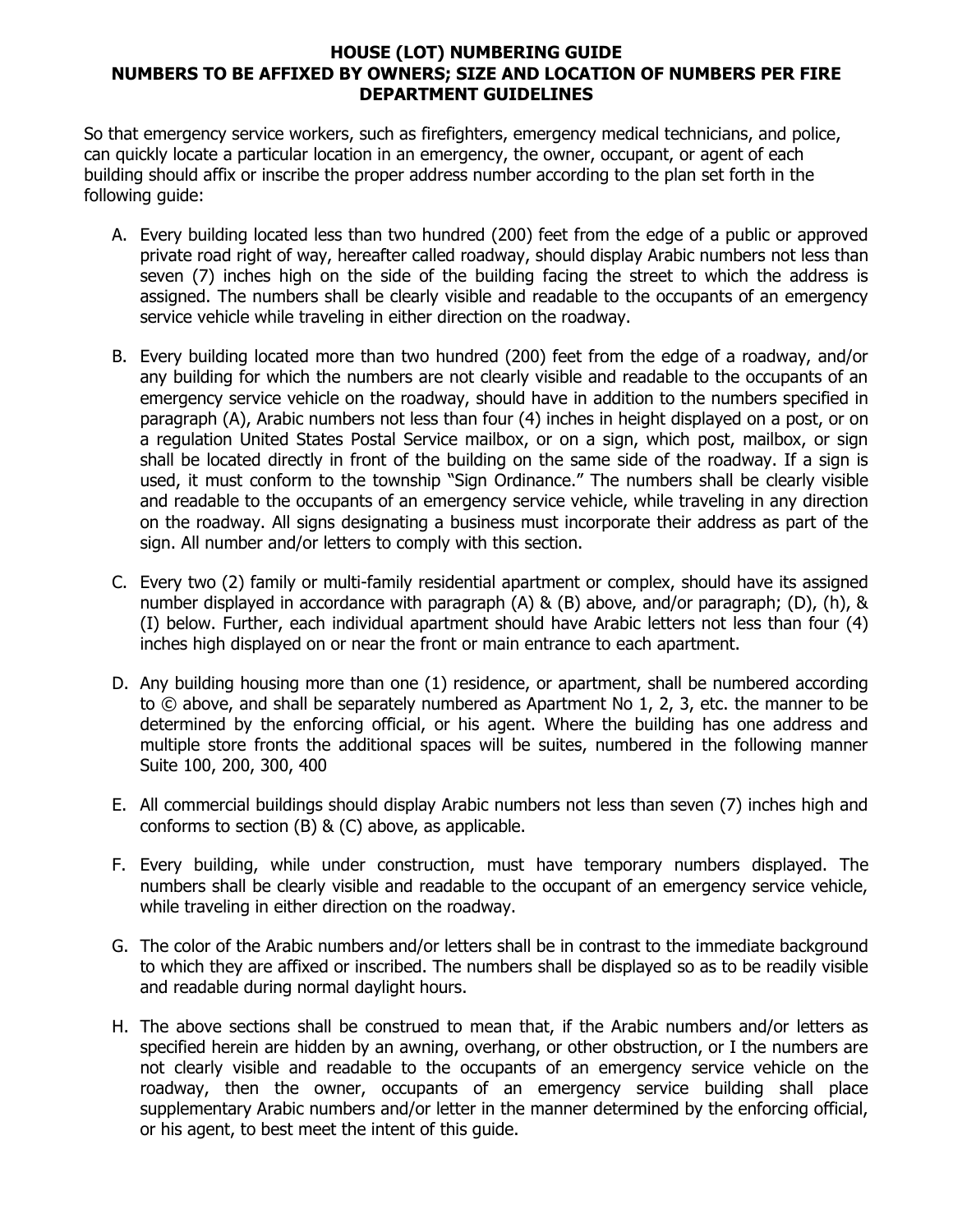**HOUSE (LOT) NUMBERING GUIDE**
**NUMBERS TO BE AFFIXED BY OWNERS; SIZE AND LOCATION OF NUMBERS PER FIRE DEPARTMENT GUIDELINES**

So that emergency service workers, such as firefighters, emergency medical technicians, and police, can quickly locate a particular location in an emergency, the owner, occupant, or agent of each building should affix or inscribe the proper address number according to the plan set forth in the following guide:

A. Every building located less than two hundred (200) feet from the edge of a public or approved private road right of way, hereafter called roadway, should display Arabic numbers not less than seven (7) inches high on the side of the building facing the street to which the address is assigned. The numbers shall be clearly visible and readable to the occupants of an emergency service vehicle while traveling in either direction on the roadway.

B. Every building located more than two hundred (200) feet from the edge of a roadway, and/or any building for which the numbers are not clearly visible and readable to the occupants of an emergency service vehicle on the roadway, should have in addition to the numbers specified in paragraph (A), Arabic numbers not less than four (4) inches in height displayed on a post, or on a regulation United States Postal Service mailbox, or on a sign, which post, mailbox, or sign shall be located directly in front of the building on the same side of the roadway. If a sign is used, it must conform to the township "Sign Ordinance." The numbers shall be clearly visible and readable to the occupants of an emergency service vehicle, while traveling in any direction on the roadway. All signs designating a business must incorporate their address as part of the sign. All number and/or letters to comply with this section.

C. Every two (2) family or multi-family residential apartment or complex, should have its assigned number displayed in accordance with paragraph (A) & (B) above, and/or paragraph; (D), (h), & (I) below. Further, each individual apartment should have Arabic letters not less than four (4) inches high displayed on or near the front or main entrance to each apartment.

D. Any building housing more than one (1) residence, or apartment, shall be numbered according to © above, and shall be separately numbered as Apartment No 1, 2, 3, etc. the manner to be determined by the enforcing official, or his agent. Where the building has one address and multiple store fronts the additional spaces will be suites, numbered in the following manner Suite 100, 200, 300, 400

E. All commercial buildings should display Arabic numbers not less than seven (7) inches high and conforms to section (B) & (C) above, as applicable.

F. Every building, while under construction, must have temporary numbers displayed. The numbers shall be clearly visible and readable to the occupant of an emergency service vehicle, while traveling in either direction on the roadway.

G. The color of the Arabic numbers and/or letters shall be in contrast to the immediate background to which they are affixed or inscribed. The numbers shall be displayed so as to be readily visible and readable during normal daylight hours.

H. The above sections shall be construed to mean that, if the Arabic numbers and/or letters as specified herein are hidden by an awning, overhang, or other obstruction, or I the numbers are not clearly visible and readable to the occupants of an emergency service vehicle on the roadway, then the owner, occupants of an emergency service building shall place supplementary Arabic numbers and/or letter in the manner determined by the enforcing official, or his agent, to best meet the intent of this guide.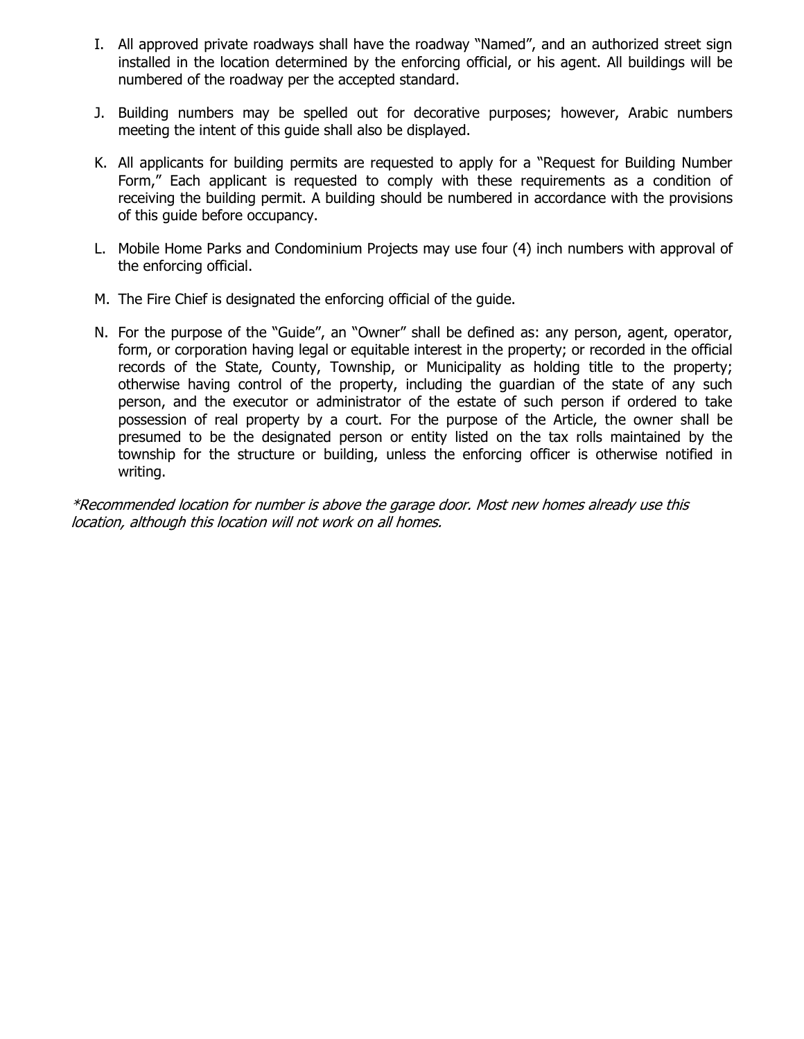I. All approved private roadways shall have the roadway "Named", and an authorized street sign installed in the location determined by the enforcing official, or his agent. All buildings will be numbered of the roadway per the accepted standard.

J. Building numbers may be spelled out for decorative purposes; however, Arabic numbers meeting the intent of this guide shall also be displayed.

K. All applicants for building permits are requested to apply for a "Request for Building Number Form," Each applicant is requested to comply with these requirements as a condition of receiving the building permit. A building should be numbered in accordance with the provisions of this guide before occupancy.

L. Mobile Home Parks and Condominium Projects may use four (4) inch numbers with approval of the enforcing official.

M. The Fire Chief is designated the enforcing official of the guide.

N. For the purpose of the "Guide", an "Owner" shall be defined as: any person, agent, operator, form, or corporation having legal or equitable interest in the property; or recorded in the official records of the State, County, Township, or Municipality as holding title to the property; otherwise having control of the property, including the guardian of the state of any such person, and the executor or administrator of the estate of such person if ordered to take possession of real property by a court. For the purpose of the Article, the owner shall be presumed to be the designated person or entity listed on the tax rolls maintained by the township for the structure or building, unless the enforcing officer is otherwise notified in writing.

*\*Recommended location for number is above the garage door. Most new homes already use this location, although this location will not work on all homes.*